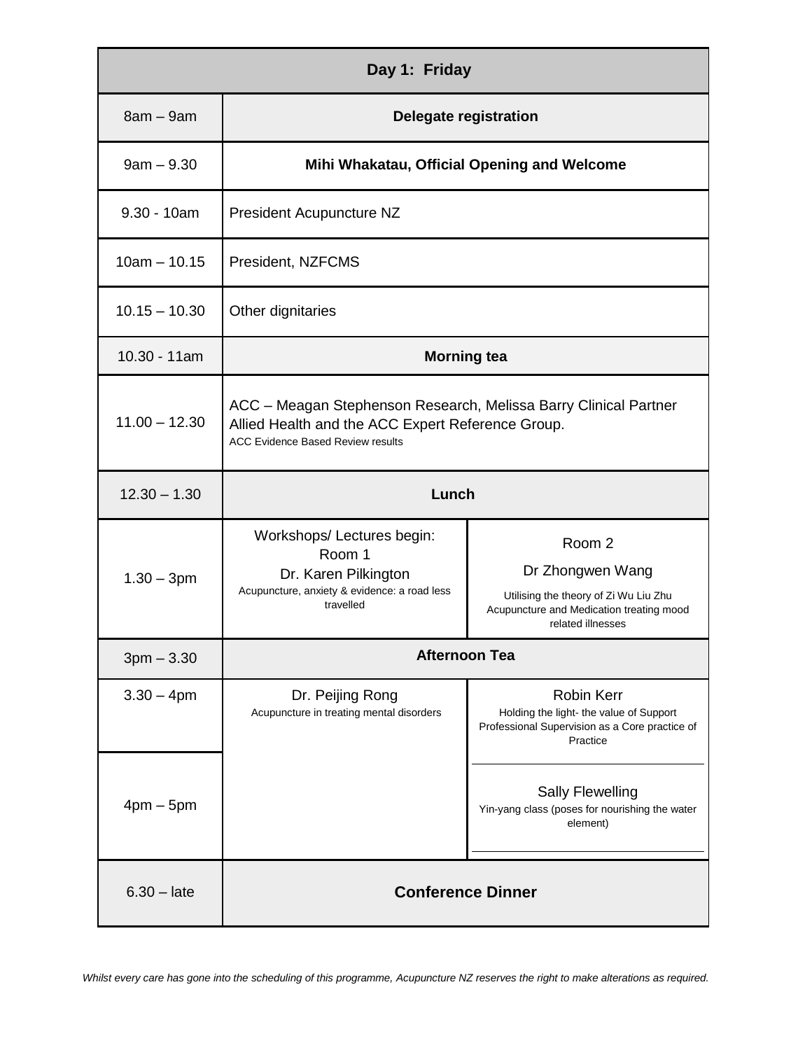| Day 1: Friday | | |
|---|---|---|
| 8am – 9am | **Delegate registration** | |
| 9am – 9.30 | **Mihi Whakatau, Official Opening and Welcome** | |
| 9.30 - 10am | President Acupuncture NZ | |
| 10am – 10.15 | President, NZFCMS | |
| 10.15 – 10.30 | Other dignitaries | |
| 10.30 - 11am | **Morning tea** | |
| 11.00 – 12.30 | ACC – Meagan Stephenson Research, Melissa Barry Clinical Partner Allied Health and the ACC Expert Reference Group. ACC Evidence Based Review results | |
| 12.30 – 1.30 | **Lunch** | |
| 1.30 – 3pm | Workshops/ Lectures begin: Room 1 Dr. Karen Pilkington Acupuncture, anxiety & evidence: a road less travelled | Room 2 Dr Zhongwen Wang Utilising the theory of Zi Wu Liu Zhu Acupuncture and Medication treating mood related illnesses |
| 3pm – 3.30 | **Afternoon Tea** | |
| 3.30 – 4pm | Dr. Peijing Rong Acupuncture in treating mental disorders | Robin Kerr Holding the light- the value of Support Professional Supervision as a Core practice of Practice |
| 4pm – 5pm | | Sally Flewelling Yin-yang class (poses for nourishing the water element) |
| 6.30 – late | **Conference Dinner** | |

*Whilst every care has gone into the scheduling of this programme, Acupuncture NZ reserves the right to make alterations as required.*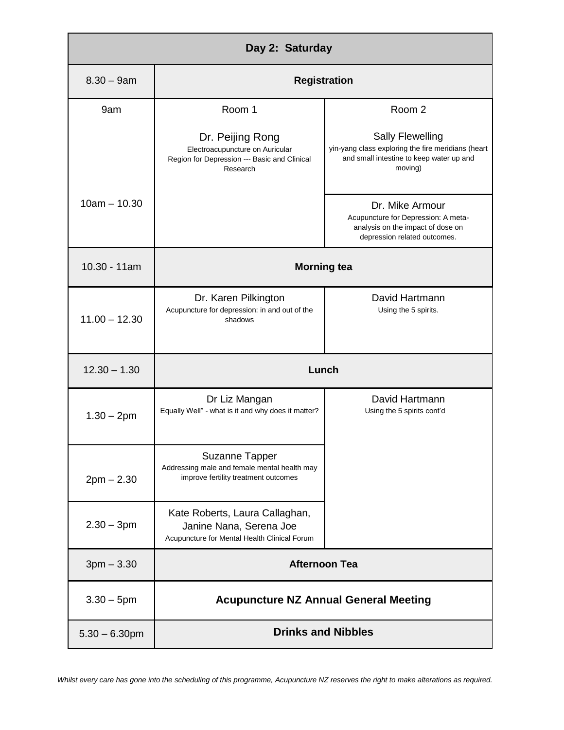| Day 2: Saturday | | |
|---|---|---|
| 8.30 – 9am | **Registration** | |
| 9am | Room 1<br><br>Dr. Peijing Rong<br>Electroacupuncture on Auricular Region for Depression --- Basic and Clinical Research | Room 2<br><br>Sally Flewelling<br>yin-yang class exploring the fire meridians (heart and small intestine to keep water up and moving) |
| 10am – 10.30 | | Dr. Mike Armour<br>Acupuncture for Depression: A meta-analysis on the impact of dose on depression related outcomes. |
| 10.30 - 11am | **Morning tea** | |
| 11.00 – 12.30 | Dr. Karen Pilkington<br>Acupuncture for depression: in and out of the shadows | David Hartmann<br>Using the 5 spirits. |
| 12.30 – 1.30 | **Lunch** | |
| 1.30 – 2pm | Dr Liz Mangan<br>Equally Well" - what is it and why does it matter? | David Hartmann<br>Using the 5 spirits cont'd |
| 2pm – 2.30 | Suzanne Tapper<br>Addressing male and female mental health may improve fertility treatment outcomes | |
| 2.30 – 3pm | Kate Roberts, Laura Callaghan, Janine Nana, Serena Joe<br>Acupuncture for Mental Health Clinical Forum | |
| 3pm – 3.30 | **Afternoon Tea** | |
| 3.30 – 5pm | **Acupuncture NZ Annual General Meeting** | |
| 5.30 – 6.30pm | **Drinks and Nibbles** | |

*Whilst every care has gone into the scheduling of this programme, Acupuncture NZ reserves the right to make alterations as required.*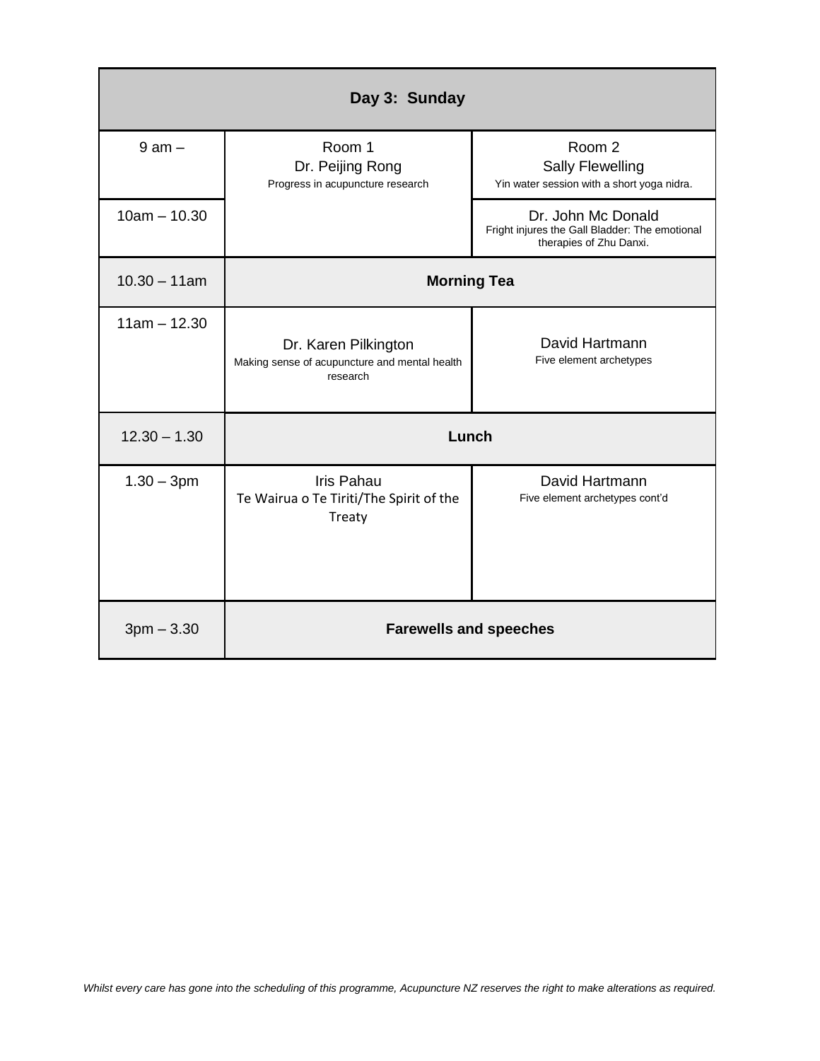| Day 3: Sunday | | |
|---|---|---|
| 9 am – | Room 1<br>Dr. Peijing Rong<br>Progress in acupuncture research | Room 2<br>Sally Flewelling<br>Yin water session with a short yoga nidra. |
| 10am – 10.30 | | Dr. John Mc Donald<br>Fright injures the Gall Bladder: The emotional therapies of Zhu Danxi. |
| 10.30 – 11am | **Morning Tea** | |
| 11am – 12.30 | Dr. Karen Pilkington<br>Making sense of acupuncture and mental health research | David Hartmann<br>Five element archetypes |
| 12.30 – 1.30 | **Lunch** | |
| 1.30 – 3pm | Iris Pahau<br>Te Wairua o Te Tiriti/The Spirit of the Treaty | David Hartmann<br>Five element archetypes cont'd |
| 3pm – 3.30 | **Farewells and speeches** | |

*Whilst every care has gone into the scheduling of this programme, Acupuncture NZ reserves the right to make alterations as required.*